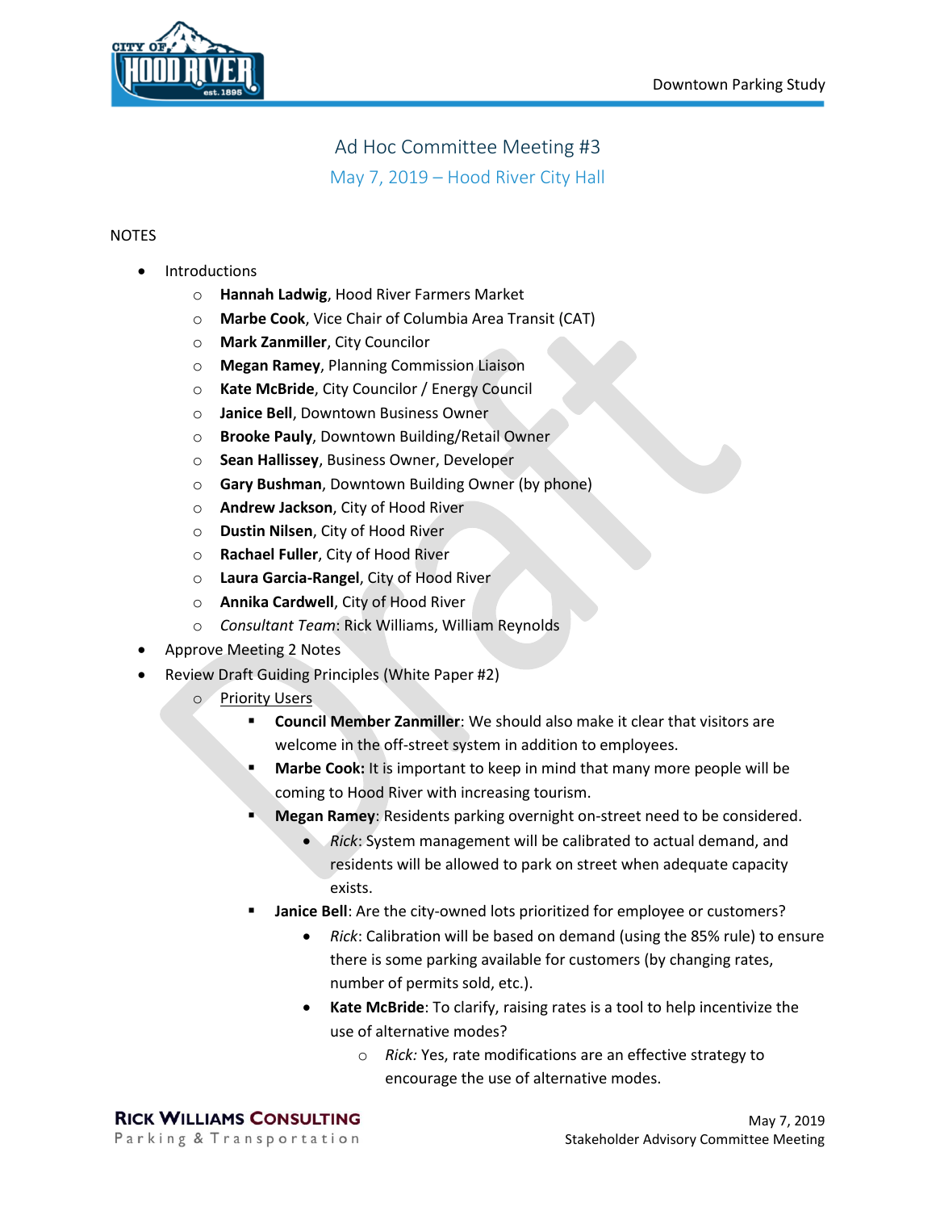# Ad Hoc Committee Meeting #3

## May 7, 2019 – Hood River City Hall

NOTES

- Introductions
  - **Hannah Ladwig**, Hood River Farmers Market
  - **Marbe Cook**, Vice Chair of Columbia Area Transit (CAT)
  - **Mark Zanmiller**, City Councilor
  - **Megan Ramey**, Planning Commission Liaison
  - **Kate McBride**, City Councilor / Energy Council
  - **Janice Bell**, Downtown Business Owner
  - **Brooke Pauly**, Downtown Building/Retail Owner
  - **Sean Hallissey**, Business Owner, Developer
  - **Gary Bushman**, Downtown Building Owner (by phone)
  - **Andrew Jackson**, City of Hood River
  - **Dustin Nilsen**, City of Hood River
  - **Rachael Fuller**, City of Hood River
  - **Laura Garcia-Rangel**, City of Hood River
  - **Annika Cardwell**, City of Hood River
  - *Consultant Team*: Rick Williams, William Reynolds
- Approve Meeting 2 Notes
- Review Draft Guiding Principles (White Paper #2)
  - Priority Users
    - **Council Member Zanmiller**: We should also make it clear that visitors are welcome in the off-street system in addition to employees.
    - **Marbe Cook:** It is important to keep in mind that many more people will be coming to Hood River with increasing tourism.
    - **Megan Ramey**: Residents parking overnight on-street need to be considered.
      - *Rick*: System management will be calibrated to actual demand, and residents will be allowed to park on street when adequate capacity exists.
    - **Janice Bell**: Are the city-owned lots prioritized for employee or customers?
      - *Rick*: Calibration will be based on demand (using the 85% rule) to ensure there is some parking available for customers (by changing rates, number of permits sold, etc.).
      - **Kate McBride**: To clarify, raising rates is a tool to help incentivize the use of alternative modes?
        - *Rick:* Yes, rate modifications are an effective strategy to encourage the use of alternative modes.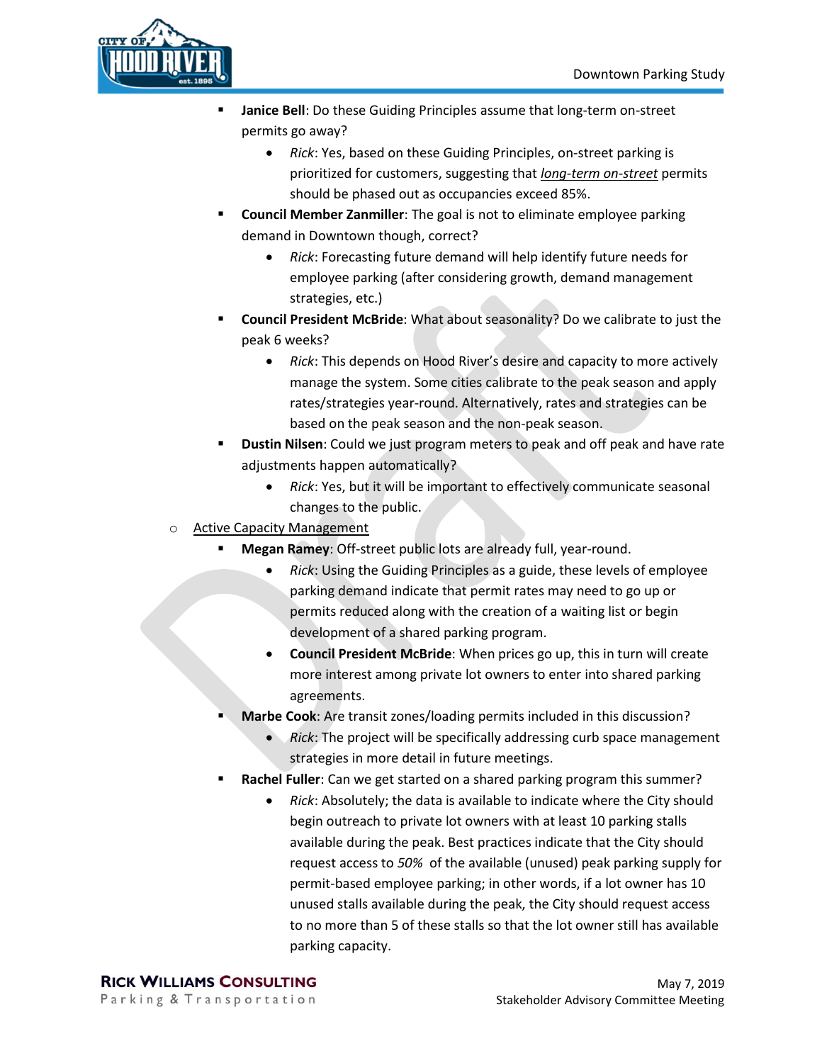- **Janice Bell**: Do these Guiding Principles assume that long-term on-street permits go away?
  - *Rick*: Yes, based on these Guiding Principles, on-street parking is prioritized for customers, suggesting that *long-term on-street* permits should be phased out as occupancies exceed 85%.
- **Council Member Zanmiller**: The goal is not to eliminate employee parking demand in Downtown though, correct?
  - *Rick*: Forecasting future demand will help identify future needs for employee parking (after considering growth, demand management strategies, etc.)
- **Council President McBride**: What about seasonality? Do we calibrate to just the peak 6 weeks?
  - *Rick*: This depends on Hood River's desire and capacity to more actively manage the system. Some cities calibrate to the peak season and apply rates/strategies year-round. Alternatively, rates and strategies can be based on the peak season and the non-peak season.
- **Dustin Nilsen**: Could we just program meters to peak and off peak and have rate adjustments happen automatically?
  - *Rick*: Yes, but it will be important to effectively communicate seasonal changes to the public.

- Active Capacity Management
  - **Megan Ramey**: Off-street public lots are already full, year-round.
    - *Rick*: Using the Guiding Principles as a guide, these levels of employee parking demand indicate that permit rates may need to go up or permits reduced along with the creation of a waiting list or begin development of a shared parking program.
    - **Council President McBride**: When prices go up, this in turn will create more interest among private lot owners to enter into shared parking agreements.
  - **Marbe Cook**: Are transit zones/loading permits included in this discussion?
    - *Rick*: The project will be specifically addressing curb space management strategies in more detail in future meetings.
  - **Rachel Fuller**: Can we get started on a shared parking program this summer?
    - *Rick*: Absolutely; the data is available to indicate where the City should begin outreach to private lot owners with at least 10 parking stalls available during the peak. Best practices indicate that the City should request access to *50%* of the available (unused) peak parking supply for permit-based employee parking; in other words, if a lot owner has 10 unused stalls available during the peak, the City should request access to no more than 5 of these stalls so that the lot owner still has available parking capacity.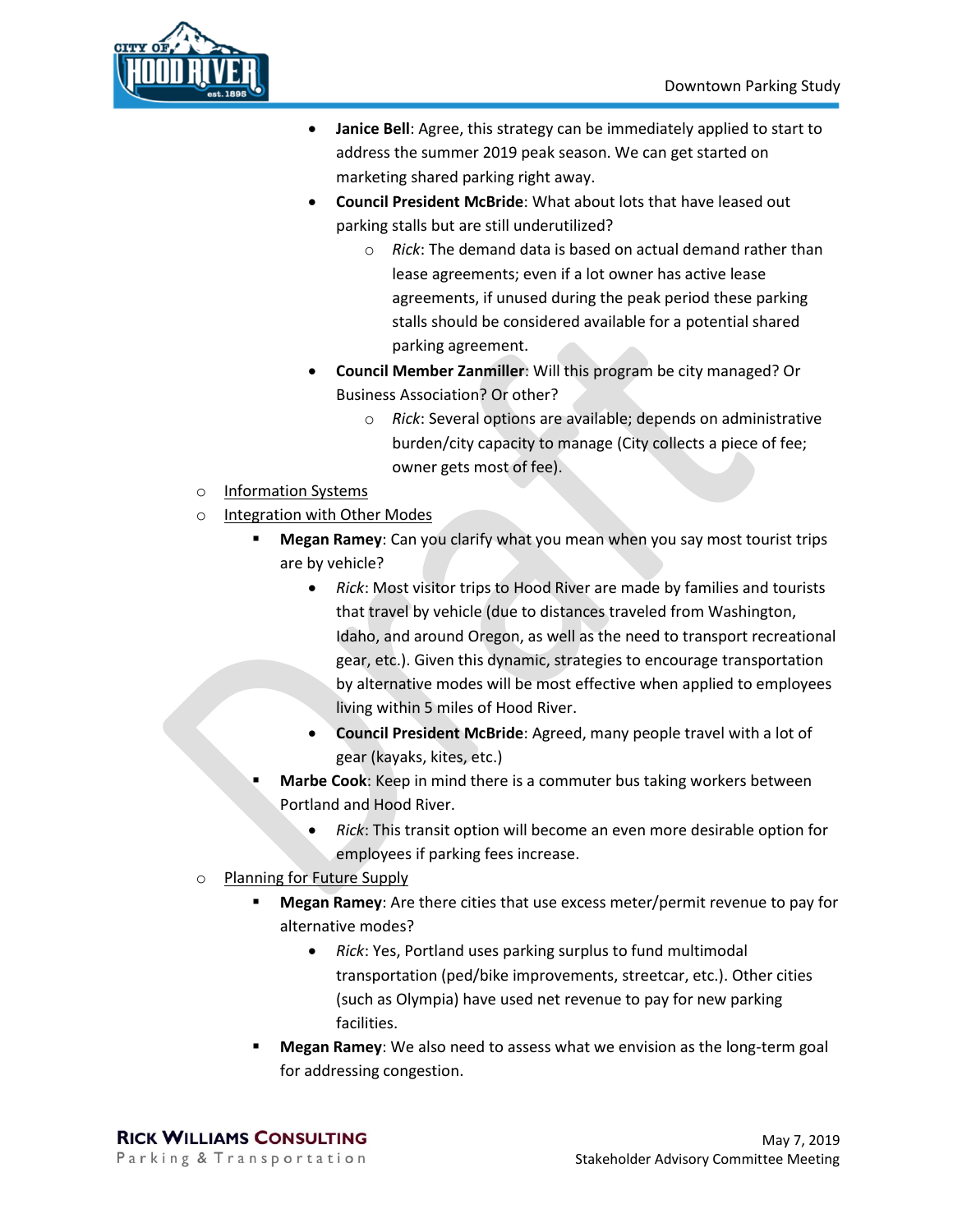- **Janice Bell**: Agree, this strategy can be immediately applied to start to address the summer 2019 peak season. We can get started on marketing shared parking right away.
- **Council President McBride**: What about lots that have leased out parking stalls but are still underutilized?
  - *Rick*: The demand data is based on actual demand rather than lease agreements; even if a lot owner has active lease agreements, if unused during the peak period these parking stalls should be considered available for a potential shared parking agreement.
- **Council Member Zanmiller**: Will this program be city managed? Or Business Association? Or other?
  - *Rick*: Several options are available; depends on administrative burden/city capacity to manage (City collects a piece of fee; owner gets most of fee).

- Information Systems
- Integration with Other Modes
  - **Megan Ramey**: Can you clarify what you mean when you say most tourist trips are by vehicle?
    - *Rick*: Most visitor trips to Hood River are made by families and tourists that travel by vehicle (due to distances traveled from Washington, Idaho, and around Oregon, as well as the need to transport recreational gear, etc.). Given this dynamic, strategies to encourage transportation by alternative modes will be most effective when applied to employees living within 5 miles of Hood River.
    - **Council President McBride**: Agreed, many people travel with a lot of gear (kayaks, kites, etc.)
  - **Marbe Cook**: Keep in mind there is a commuter bus taking workers between Portland and Hood River.
    - *Rick*: This transit option will become an even more desirable option for employees if parking fees increase.
- Planning for Future Supply
  - **Megan Ramey**: Are there cities that use excess meter/permit revenue to pay for alternative modes?
    - *Rick*: Yes, Portland uses parking surplus to fund multimodal transportation (ped/bike improvements, streetcar, etc.). Other cities (such as Olympia) have used net revenue to pay for new parking facilities.
  - **Megan Ramey**: We also need to assess what we envision as the long-term goal for addressing congestion.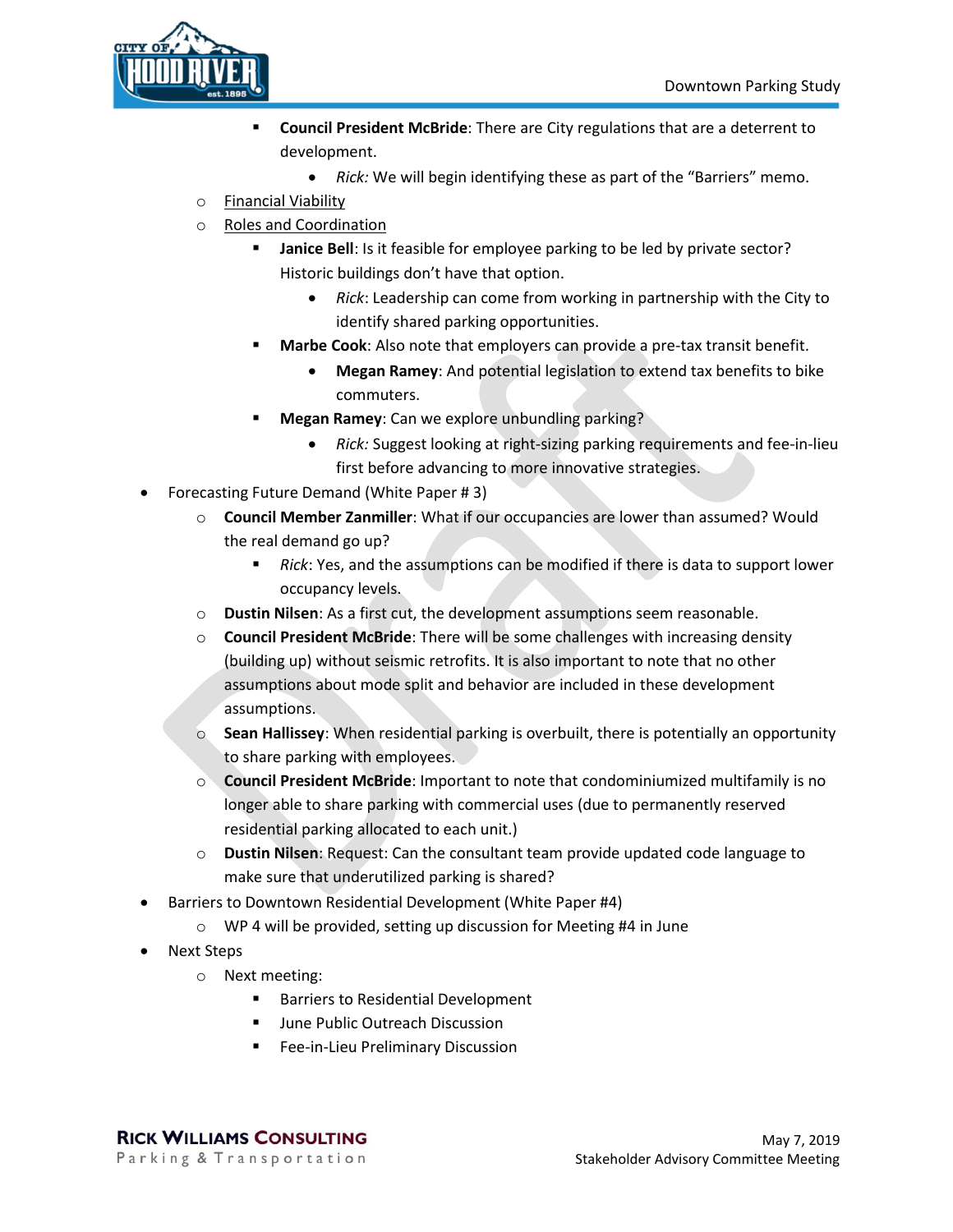- **Council President McBride**: There are City regulations that are a deterrent to development.
  - *Rick:* We will begin identifying these as part of the "Barriers" memo.
- Financial Viability
- Roles and Coordination
  - **Janice Bell**: Is it feasible for employee parking to be led by private sector? Historic buildings don't have that option.
    - *Rick*: Leadership can come from working in partnership with the City to identify shared parking opportunities.
  - **Marbe Cook**: Also note that employers can provide a pre-tax transit benefit.
    - **Megan Ramey**: And potential legislation to extend tax benefits to bike commuters.
  - **Megan Ramey**: Can we explore unbundling parking?
    - *Rick:* Suggest looking at right-sizing parking requirements and fee-in-lieu first before advancing to more innovative strategies.

- Forecasting Future Demand (White Paper # 3)
  - **Council Member Zanmiller**: What if our occupancies are lower than assumed? Would the real demand go up?
    - *Rick*: Yes, and the assumptions can be modified if there is data to support lower occupancy levels.
  - **Dustin Nilsen**: As a first cut, the development assumptions seem reasonable.
  - **Council President McBride**: There will be some challenges with increasing density (building up) without seismic retrofits. It is also important to note that no other assumptions about mode split and behavior are included in these development assumptions.
  - **Sean Hallissey**: When residential parking is overbuilt, there is potentially an opportunity to share parking with employees.
  - **Council President McBride**: Important to note that condominiumized multifamily is no longer able to share parking with commercial uses (due to permanently reserved residential parking allocated to each unit.)
  - **Dustin Nilsen**: Request: Can the consultant team provide updated code language to make sure that underutilized parking is shared?
- Barriers to Downtown Residential Development (White Paper #4)
  - WP 4 will be provided, setting up discussion for Meeting #4 in June
- Next Steps
  - Next meeting:
    - Barriers to Residential Development
    - June Public Outreach Discussion
    - Fee-in-Lieu Preliminary Discussion